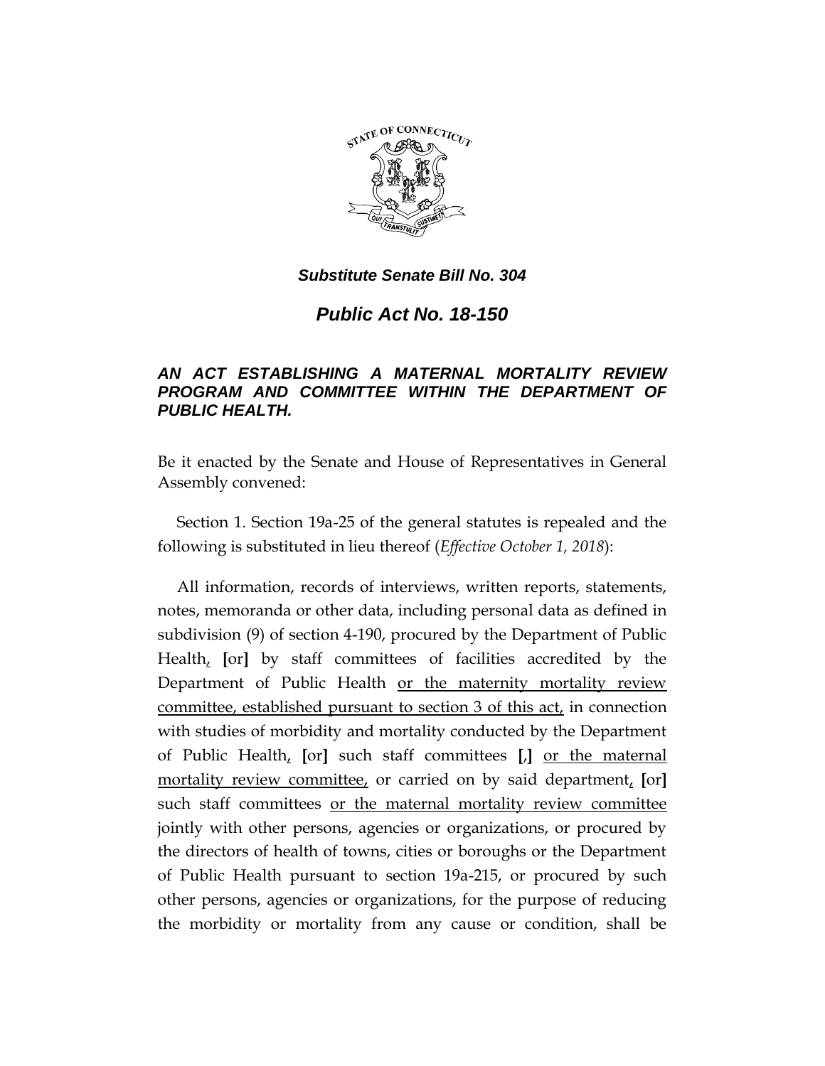*Substitute Senate Bill No. 304*

# *Public Act No. 18-150*

### *AN ACT ESTABLISHING A MATERNAL MORTALITY REVIEW PROGRAM AND COMMITTEE WITHIN THE DEPARTMENT OF PUBLIC HEALTH.*

Be it enacted by the Senate and House of Representatives in General Assembly convened:

Section 1. Section 19a-25 of the general statutes is repealed and the following is substituted in lieu thereof (*Effective October 1, 2018*):

All information, records of interviews, written reports, statements, notes, memoranda or other data, including personal data as defined in subdivision (9) of section 4-190, procured by the Department of Public Health, [or] by staff committees of facilities accredited by the Department of Public Health <u>or the maternity mortality review committee, established pursuant to section 3 of this act,</u> in connection with studies of morbidity and mortality conducted by the Department of Public Health, [or] such staff committees [,] <u>or the maternal mortality review committee,</u> or carried on by said department, [or] such staff committees <u>or the maternal mortality review committee</u> jointly with other persons, agencies or organizations, or procured by the directors of health of towns, cities or boroughs or the Department of Public Health pursuant to section 19a-215, or procured by such other persons, agencies or organizations, for the purpose of reducing the morbidity or mortality from any cause or condition, shall be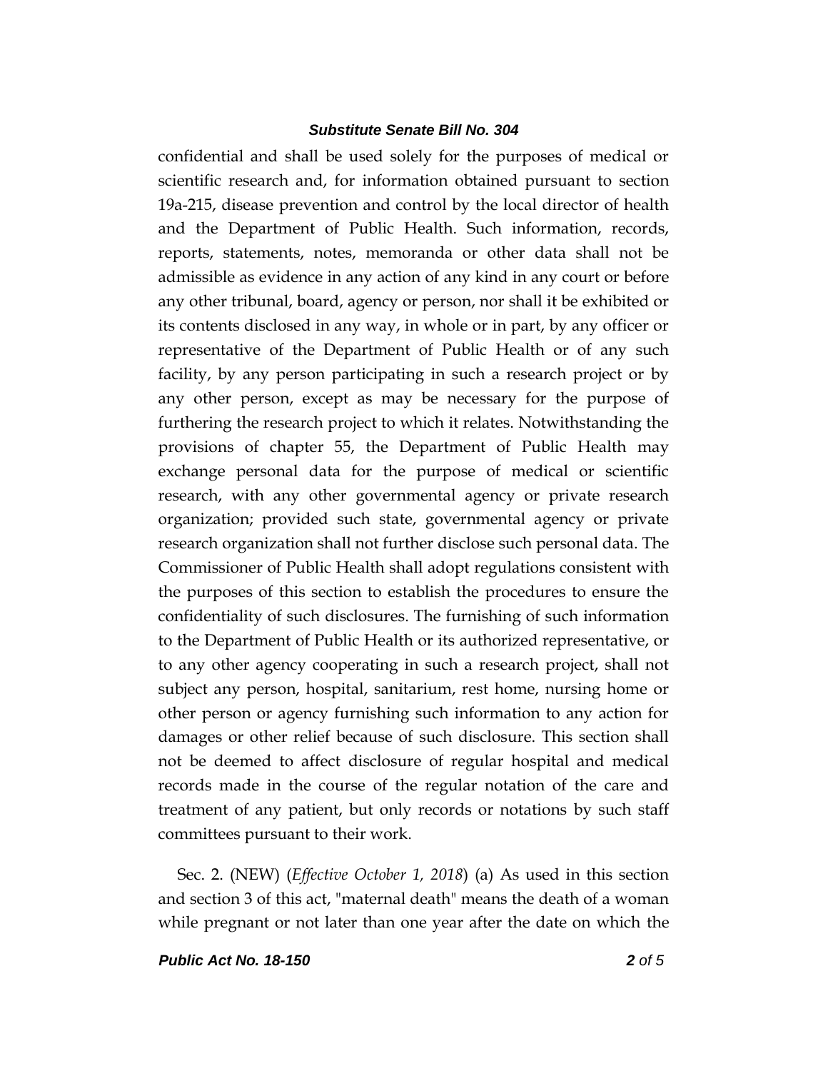confidential and shall be used solely for the purposes of medical or scientific research and, for information obtained pursuant to section 19a-215, disease prevention and control by the local director of health and the Department of Public Health. Such information, records, reports, statements, notes, memoranda or other data shall not be admissible as evidence in any action of any kind in any court or before any other tribunal, board, agency or person, nor shall it be exhibited or its contents disclosed in any way, in whole or in part, by any officer or representative of the Department of Public Health or of any such facility, by any person participating in such a research project or by any other person, except as may be necessary for the purpose of furthering the research project to which it relates. Notwithstanding the provisions of chapter 55, the Department of Public Health may exchange personal data for the purpose of medical or scientific research, with any other governmental agency or private research organization; provided such state, governmental agency or private research organization shall not further disclose such personal data. The Commissioner of Public Health shall adopt regulations consistent with the purposes of this section to establish the procedures to ensure the confidentiality of such disclosures. The furnishing of such information to the Department of Public Health or its authorized representative, or to any other agency cooperating in such a research project, shall not subject any person, hospital, sanitarium, rest home, nursing home or other person or agency furnishing such information to any action for damages or other relief because of such disclosure. This section shall not be deemed to affect disclosure of regular hospital and medical records made in the course of the regular notation of the care and treatment of any patient, but only records or notations by such staff committees pursuant to their work.

Sec. 2. (NEW) (*Effective October 1, 2018*) (a) As used in this section and section 3 of this act, "maternal death" means the death of a woman while pregnant or not later than one year after the date on which the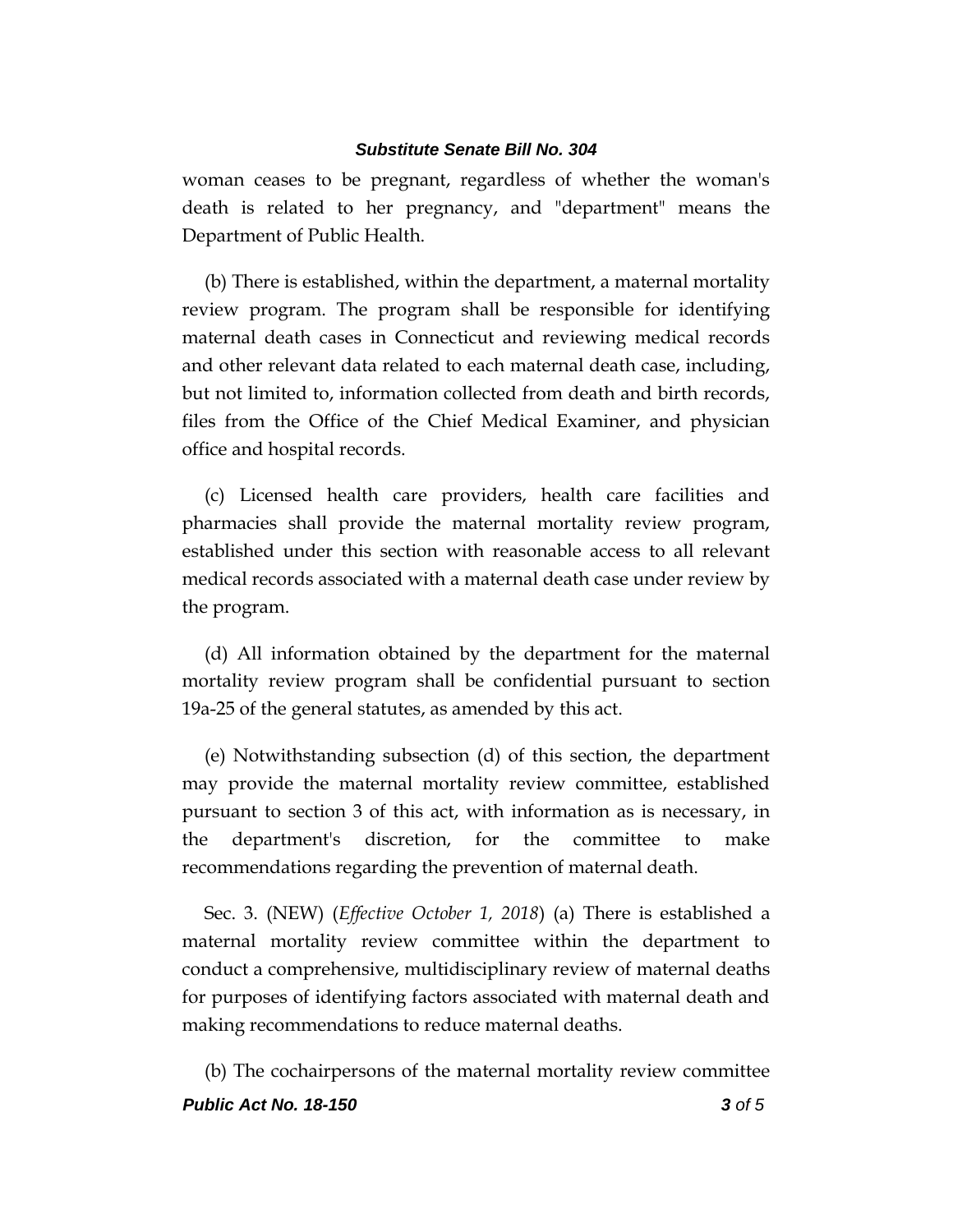woman ceases to be pregnant, regardless of whether the woman's death is related to her pregnancy, and "department" means the Department of Public Health.

(b) There is established, within the department, a maternal mortality review program. The program shall be responsible for identifying maternal death cases in Connecticut and reviewing medical records and other relevant data related to each maternal death case, including, but not limited to, information collected from death and birth records, files from the Office of the Chief Medical Examiner, and physician office and hospital records.

(c) Licensed health care providers, health care facilities and pharmacies shall provide the maternal mortality review program, established under this section with reasonable access to all relevant medical records associated with a maternal death case under review by the program.

(d) All information obtained by the department for the maternal mortality review program shall be confidential pursuant to section 19a-25 of the general statutes, as amended by this act.

(e) Notwithstanding subsection (d) of this section, the department may provide the maternal mortality review committee, established pursuant to section 3 of this act, with information as is necessary, in the department's discretion, for the committee to make recommendations regarding the prevention of maternal death.

Sec. 3. (NEW) (*Effective October 1, 2018*) (a) There is established a maternal mortality review committee within the department to conduct a comprehensive, multidisciplinary review of maternal deaths for purposes of identifying factors associated with maternal death and making recommendations to reduce maternal deaths.

(b) The cochairpersons of the maternal mortality review committee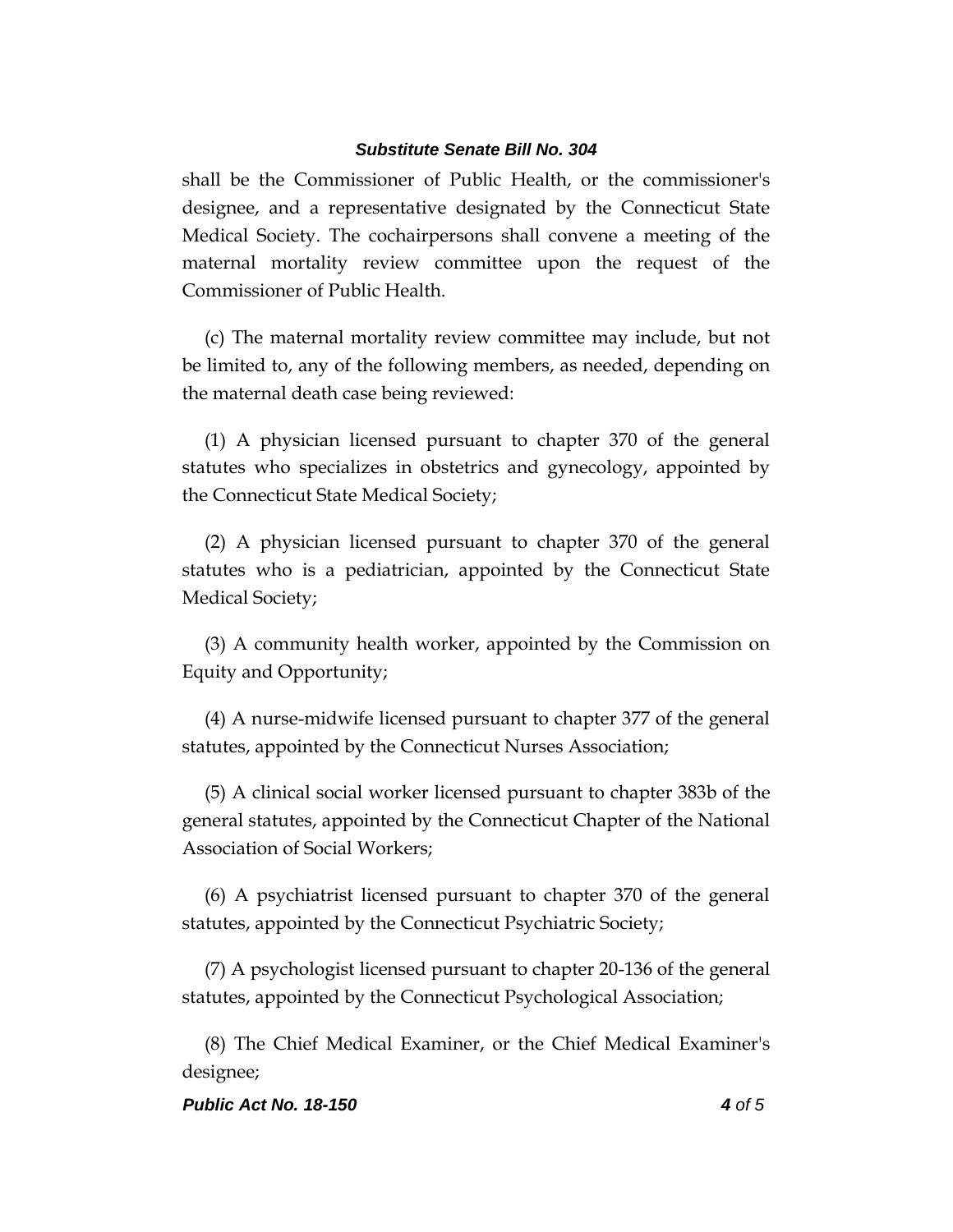shall be the Commissioner of Public Health, or the commissioner's designee, and a representative designated by the Connecticut State Medical Society. The cochairpersons shall convene a meeting of the maternal mortality review committee upon the request of the Commissioner of Public Health.

(c) The maternal mortality review committee may include, but not be limited to, any of the following members, as needed, depending on the maternal death case being reviewed:

(1) A physician licensed pursuant to chapter 370 of the general statutes who specializes in obstetrics and gynecology, appointed by the Connecticut State Medical Society;

(2) A physician licensed pursuant to chapter 370 of the general statutes who is a pediatrician, appointed by the Connecticut State Medical Society;

(3) A community health worker, appointed by the Commission on Equity and Opportunity;

(4) A nurse-midwife licensed pursuant to chapter 377 of the general statutes, appointed by the Connecticut Nurses Association;

(5) A clinical social worker licensed pursuant to chapter 383b of the general statutes, appointed by the Connecticut Chapter of the National Association of Social Workers;

(6) A psychiatrist licensed pursuant to chapter 370 of the general statutes, appointed by the Connecticut Psychiatric Society;

(7) A psychologist licensed pursuant to chapter 20-136 of the general statutes, appointed by the Connecticut Psychological Association;

(8) The Chief Medical Examiner, or the Chief Medical Examiner's designee;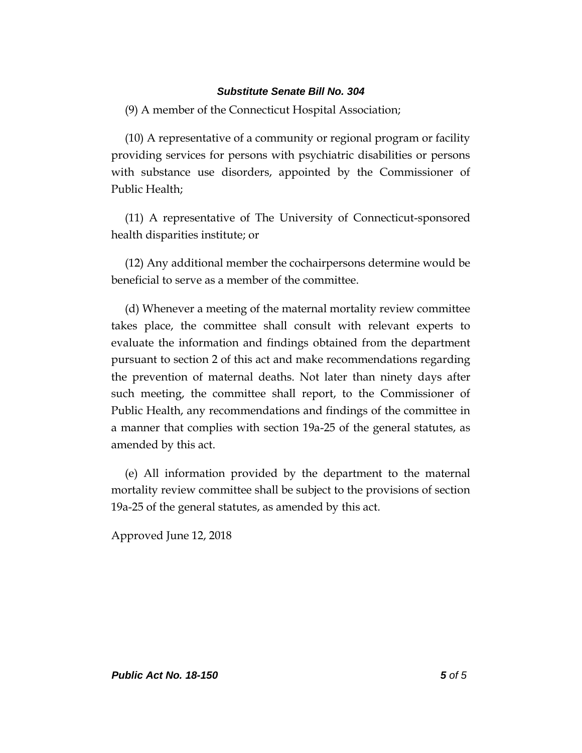(9) A member of the Connecticut Hospital Association;

(10) A representative of a community or regional program or facility providing services for persons with psychiatric disabilities or persons with substance use disorders, appointed by the Commissioner of Public Health;

(11) A representative of The University of Connecticut-sponsored health disparities institute; or

(12) Any additional member the cochairpersons determine would be beneficial to serve as a member of the committee.

(d) Whenever a meeting of the maternal mortality review committee takes place, the committee shall consult with relevant experts to evaluate the information and findings obtained from the department pursuant to section 2 of this act and make recommendations regarding the prevention of maternal deaths. Not later than ninety days after such meeting, the committee shall report, to the Commissioner of Public Health, any recommendations and findings of the committee in a manner that complies with section 19a-25 of the general statutes, as amended by this act.

(e) All information provided by the department to the maternal mortality review committee shall be subject to the provisions of section 19a-25 of the general statutes, as amended by this act.

Approved June 12, 2018